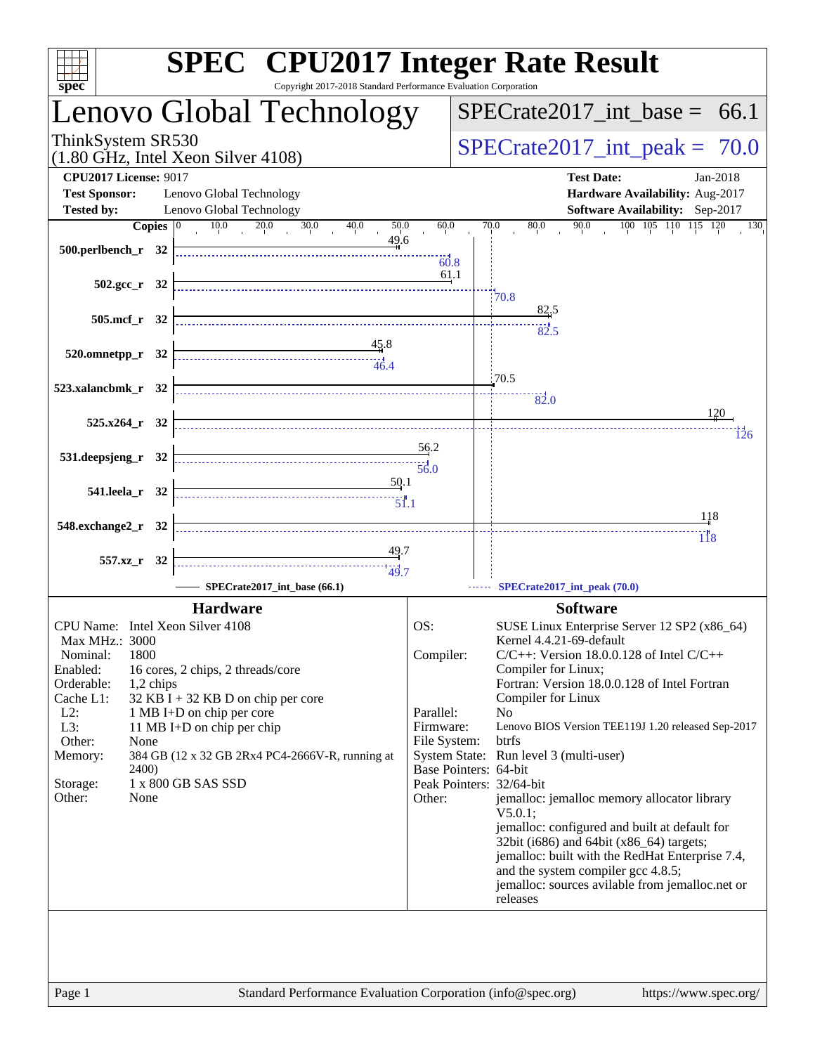# SPEC CPU2017 Integer Rate Result

Copyright 2017-2018 Standard Performance Evaluation Corporation

## Lenovo Global Technology

ThinkSystem SR530
(1.80 GHz, Intel Xeon Silver 4108)

SPECrate2017_int_base = 66.1

SPECrate2017_int_peak = 70.0

| | | | |
|---|---|---|---|
| **CPU2017 License:** | 9017 | **Test Date:** | Jan-2018 |
| **Test Sponsor:** | Lenovo Global Technology | **Hardware Availability:** | Aug-2017 |
| **Tested by:** | Lenovo Global Technology | **Software Availability:** | Sep-2017 |

| Benchmark | Copies | Base | Peak |
|---|---|---|---|
| 500.perlbench_r | 32 | 49.6 | 60.8 |
| 502.gcc_r | 32 | 61.1 | 70.8 |
| 505.mcf_r | 32 | 82.5 | 82.5 |
| 520.omnetpp_r | 32 | 45.8 | 46.4 |
| 523.xalancbmk_r | 32 | 70.5 | 82.0 |
| 525.x264_r | 32 | 120 | 126 |
| 531.deepsjeng_r | 32 | 56.2 | 56.0 |
| 541.leela_r | 32 | 50.1 | 51.1 |
| 548.exchange2_r | 32 | 118 | 118 |
| 557.xz_r | 32 | 49.7 | 49.7 |

SPECrate2017_int_base (66.1) ------ SPECrate2017_int_peak (70.0)

### Hardware

| | |
|---|---|
| CPU Name: | Intel Xeon Silver 4108 |
| Max MHz.: | 3000 |
| Nominal: | 1800 |
| Enabled: | 16 cores, 2 chips, 2 threads/core |
| Orderable: | 1,2 chips |
| Cache L1: | 32 KB I + 32 KB D on chip per core |
| L2: | 1 MB I+D on chip per core |
| L3: | 11 MB I+D on chip per chip |
| Other: | None |
| Memory: | 384 GB (12 x 32 GB 2Rx4 PC4-2666V-R, running at 2400) |
| Storage: | 1 x 800 GB SAS SSD |
| Other: | None |

### Software

| | |
|---|---|
| OS: | SUSE Linux Enterprise Server 12 SP2 (x86_64) Kernel 4.4.21-69-default |
| Compiler: | C/C++: Version 18.0.0.128 of Intel C/C++ Compiler for Linux; Fortran: Version 18.0.0.128 of Intel Fortran Compiler for Linux |
| Parallel: | No |
| Firmware: | Lenovo BIOS Version TEE119J 1.20 released Sep-2017 |
| File System: | btrfs |
| System State: | Run level 3 (multi-user) |
| Base Pointers: | 64-bit |
| Peak Pointers: | 32/64-bit |
| Other: | jemalloc: jemalloc memory allocator library V5.0.1; jemalloc: configured and built at default for 32bit (i686) and 64bit (x86_64) targets; jemalloc: built with the RedHat Enterprise 7.4, and the system compiler gcc 4.8.5; jemalloc: sources avilable from jemalloc.net or releases |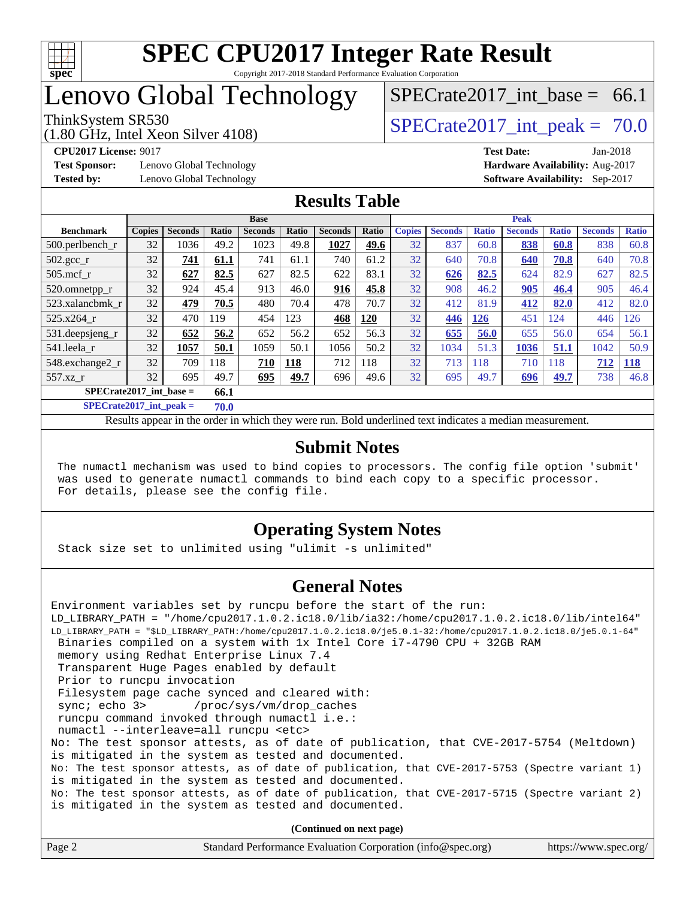# SPEC CPU2017 Integer Rate Result

Copyright 2017-2018 Standard Performance Evaluation Corporation

# Lenovo Global Technology

ThinkSystem SR530
(1.80 GHz, Intel Xeon Silver 4108)

SPECrate2017_int_base = 66.1

SPECrate2017_int_peak = 70.0

**CPU2017 License:** 9017
**Test Sponsor:** Lenovo Global Technology
**Tested by:** Lenovo Global Technology

**Test Date:** Jan-2018
**Hardware Availability:** Aug-2017
**Software Availability:** Sep-2017

## Results Table

| Benchmark | Base | | | | | | | Peak | | | | | | |
|---|---|---|---|---|---|---|---|---|---|---|---|---|---|---|
| | Copies | Seconds | Ratio | Seconds | Ratio | Seconds | Ratio | Copies | Seconds | Ratio | Seconds | Ratio | Seconds | Ratio |
| 500.perlbench_r | 32 | 1036 | 49.2 | 1023 | 49.8 | **1027** | **49.6** | 32 | 837 | 60.8 | **838** | **60.8** | 838 | 60.8 |
| 502.gcc_r | 32 | **741** | **61.1** | 741 | 61.1 | 740 | 61.2 | 32 | 640 | 70.8 | **640** | **70.8** | 640 | 70.8 |
| 505.mcf_r | 32 | **627** | **82.5** | 627 | 82.5 | 622 | 83.1 | 32 | **626** | **82.5** | 624 | 82.9 | 627 | 82.5 |
| 520.omnetpp_r | 32 | 924 | 45.4 | 913 | 46.0 | **916** | **45.8** | 32 | 908 | 46.2 | **905** | **46.4** | 905 | 46.4 |
| 523.xalancbmk_r | 32 | **479** | **70.5** | 480 | 70.4 | 478 | 70.7 | 32 | 412 | 81.9 | **412** | **82.0** | 412 | 82.0 |
| 525.x264_r | 32 | 470 | 119 | 454 | 123 | **468** | **120** | 32 | **446** | **126** | 451 | 124 | 446 | 126 |
| 531.deepsjeng_r | 32 | **652** | **56.2** | 652 | 56.2 | 652 | 56.3 | 32 | **655** | **56.0** | 655 | 56.0 | 654 | 56.1 |
| 541.leela_r | 32 | **1057** | **50.1** | 1059 | 50.1 | 1056 | 50.2 | 32 | 1034 | 51.3 | **1036** | **51.1** | 1042 | 50.9 |
| 548.exchange2_r | 32 | 709 | 118 | **710** | **118** | 712 | 118 | 32 | 713 | 118 | 710 | 118 | **712** | **118** |
| 557.xz_r | 32 | 695 | 49.7 | **695** | **49.7** | 696 | 49.6 | 32 | 695 | 49.7 | **696** | **49.7** | 738 | 46.8 |

**SPECrate2017_int_base = 66.1**

**SPECrate2017_int_peak = 70.0**

Results appear in the order in which they were run. Bold underlined text indicates a median measurement.

## Submit Notes

```
The numactl mechanism was used to bind copies to processors. The config file option 'submit'
was used to generate numactl commands to bind each copy to a specific processor.
For details, please see the config file.
```

## Operating System Notes

```
Stack size set to unlimited using "ulimit -s unlimited"
```

## General Notes

```
Environment variables set by runcpu before the start of the run:
LD_LIBRARY_PATH = "/home/cpu2017.1.0.2.ic18.0/lib/ia32:/home/cpu2017.1.0.2.ic18.0/lib/intel64"
LD_LIBRARY_PATH = "$LD_LIBRARY_PATH:/home/cpu2017.1.0.2.ic18.0/je5.0.1-32:/home/cpu2017.1.0.2.ic18.0/je5.0.1-64"
 Binaries compiled on a system with 1x Intel Core i7-4790 CPU + 32GB RAM
 memory using Redhat Enterprise Linux 7.4
 Transparent Huge Pages enabled by default
 Prior to runcpu invocation
 Filesystem page cache synced and cleared with:
 sync; echo 3>       /proc/sys/vm/drop_caches
 runcpu command invoked through numactl i.e.:
 numactl --interleave=all runcpu <etc>
No: The test sponsor attests, as of date of publication, that CVE-2017-5754 (Meltdown)
is mitigated in the system as tested and documented.
No: The test sponsor attests, as of date of publication, that CVE-2017-5753 (Spectre variant 1)
is mitigated in the system as tested and documented.
No: The test sponsor attests, as of date of publication, that CVE-2017-5715 (Spectre variant 2)
is mitigated in the system as tested and documented.
```

**(Continued on next page)**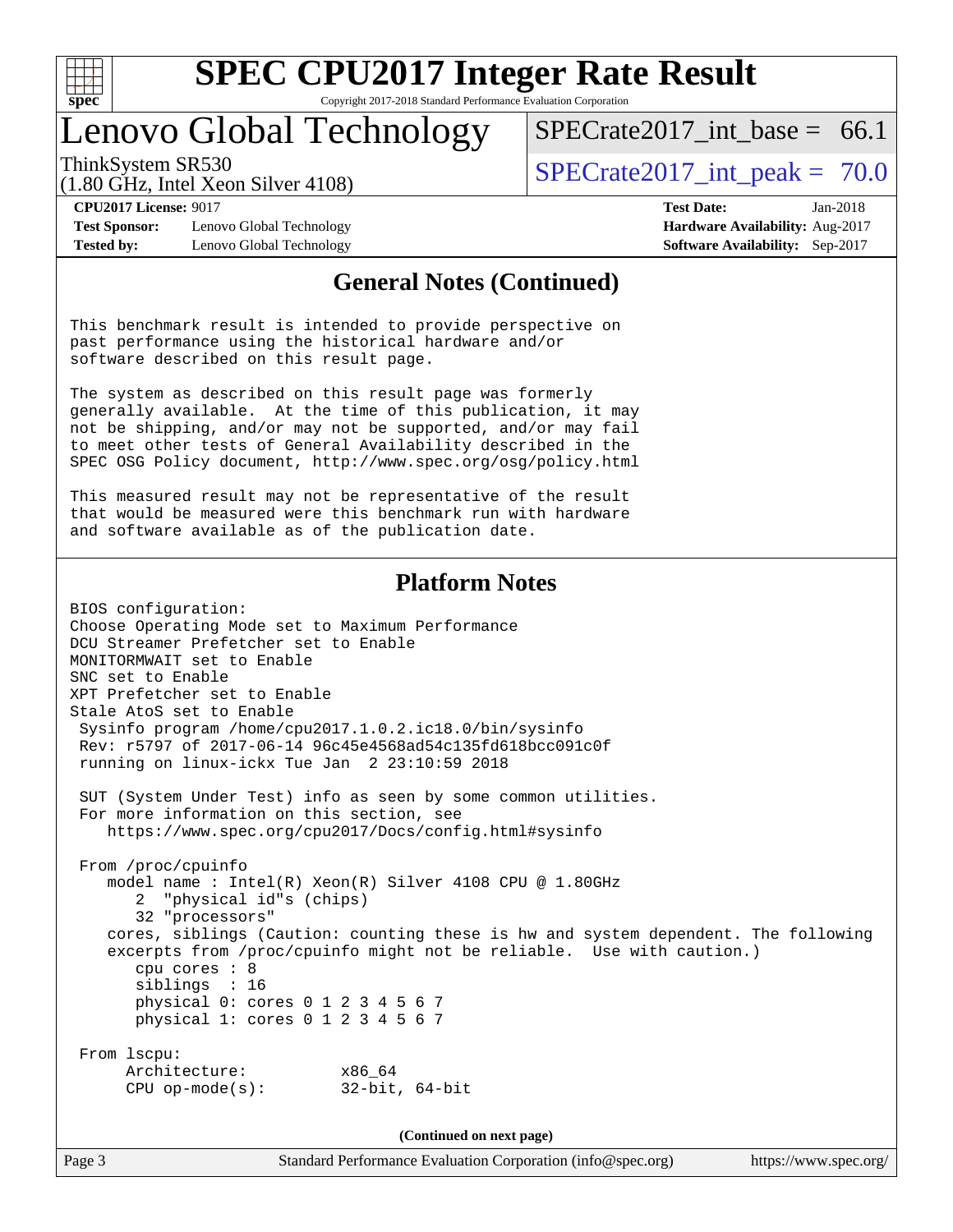# SPEC CPU2017 Integer Rate Result

Copyright 2017-2018 Standard Performance Evaluation Corporation

## Lenovo Global Technology

ThinkSystem SR530
(1.80 GHz, Intel Xeon Silver 4108)

SPECrate2017_int_base = 66.1

SPECrate2017_int_peak = 70.0

**CPU2017 License:** 9017
**Test Sponsor:** Lenovo Global Technology
**Tested by:** Lenovo Global Technology

**Test Date:** Jan-2018
**Hardware Availability:** Aug-2017
**Software Availability:** Sep-2017

## General Notes (Continued)

```
This benchmark result is intended to provide perspective on
past performance using the historical hardware and/or
software described on this result page.

The system as described on this result page was formerly
generally available.  At the time of this publication, it may
not be shipping, and/or may not be supported, and/or may fail
to meet other tests of General Availability described in the
SPEC OSG Policy document, http://www.spec.org/osg/policy.html

This measured result may not be representative of the result
that would be measured were this benchmark run with hardware
and software available as of the publication date.
```

## Platform Notes

```
BIOS configuration:
Choose Operating Mode set to Maximum Performance
DCU Streamer Prefetcher set to Enable
MONITORMWAIT set to Enable
SNC set to Enable
XPT Prefetcher set to Enable
Stale AtoS set to Enable
 Sysinfo program /home/cpu2017.1.0.2.ic18.0/bin/sysinfo
 Rev: r5797 of 2017-06-14 96c45e4568ad54c135fd618bcc091c0f
 running on linux-ickx Tue Jan  2 23:10:59 2018

 SUT (System Under Test) info as seen by some common utilities.
 For more information on this section, see
    https://www.spec.org/cpu2017/Docs/config.html#sysinfo

 From /proc/cpuinfo
    model name : Intel(R) Xeon(R) Silver 4108 CPU @ 1.80GHz
       2  "physical id"s (chips)
       32 "processors"
    cores, siblings (Caution: counting these is hw and system dependent. The following
    excerpts from /proc/cpuinfo might not be reliable.  Use with caution.)
       cpu cores : 8
       siblings  : 16
       physical 0: cores 0 1 2 3 4 5 6 7
       physical 1: cores 0 1 2 3 4 5 6 7

 From lscpu:
      Architecture:          x86_64
      CPU op-mode(s):        32-bit, 64-bit
```

(Continued on next page)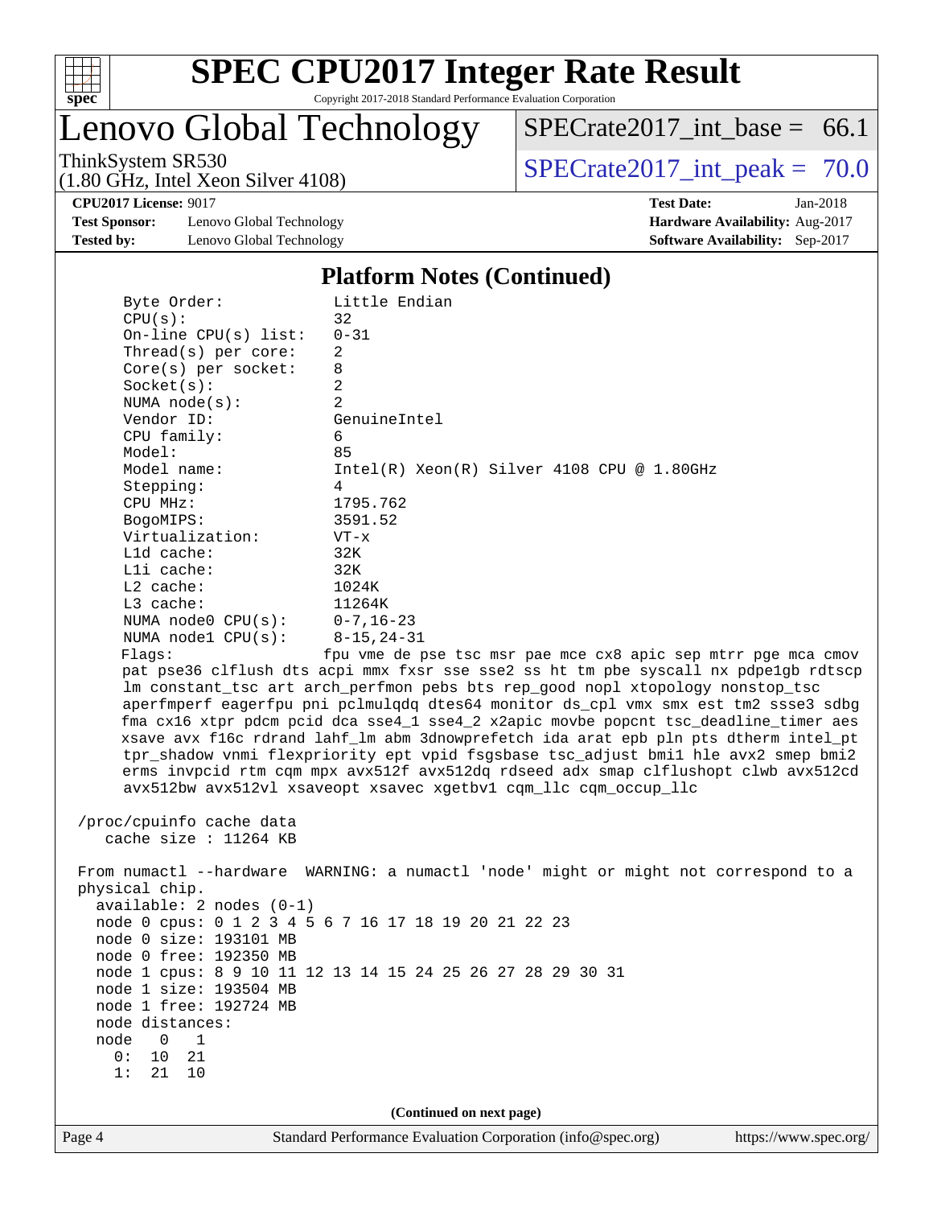## Platform Notes (Continued)

```
     Byte Order:            Little Endian
     CPU(s):                32
     On-line CPU(s) list:   0-31
     Thread(s) per core:    2
     Core(s) per socket:    8
     Socket(s):             2
     NUMA node(s):          2
     Vendor ID:             GenuineIntel
     CPU family:            6
     Model:                 85
     Model name:            Intel(R) Xeon(R) Silver 4108 CPU @ 1.80GHz
     Stepping:              4
     CPU MHz:               1795.762
     BogoMIPS:              3591.52
     Virtualization:        VT-x
     L1d cache:             32K
     L1i cache:             32K
     L2 cache:              1024K
     L3 cache:              11264K
     NUMA node0 CPU(s):     0-7,16-23
     NUMA node1 CPU(s):     8-15,24-31
     Flags:                fpu vme de pse tsc msr pae mce cx8 apic sep mtrr pge mca cmov
     pat pse36 clflush dts acpi mmx fxsr sse sse2 ss ht tm pbe syscall nx pdpe1gb rdtscp
     lm constant_tsc art arch_perfmon pebs bts rep_good nopl xtopology nonstop_tsc
     aperfmperf eagerfpu pni pclmulqdq dtes64 monitor ds_cpl vmx smx est tm2 ssse3 sdbg
     fma cx16 xtpr pdcm pcid dca sse4_1 sse4_2 x2apic movbe popcnt tsc_deadline_timer aes
     xsave avx f16c rdrand lahf_lm abm 3dnowprefetch ida arat epb pln pts dtherm intel_pt
     tpr_shadow vnmi flexpriority ept vpid fsgsbase tsc_adjust bmi1 hle avx2 smep bmi2
     erms invpcid rtm cqm mpx avx512f avx512dq rdseed adx smap clflushopt clwb avx512cd
     avx512bw avx512vl xsaveopt xsavec xgetbv1 cqm_llc cqm_occup_llc

 /proc/cpuinfo cache data
    cache size : 11264 KB

 From numactl --hardware  WARNING: a numactl 'node' might or might not correspond to a
 physical chip.
   available: 2 nodes (0-1)
   node 0 cpus: 0 1 2 3 4 5 6 7 16 17 18 19 20 21 22 23
   node 0 size: 193101 MB
   node 0 free: 192350 MB
   node 1 cpus: 8 9 10 11 12 13 14 15 24 25 26 27 28 29 30 31
   node 1 size: 193504 MB
   node 1 free: 192724 MB
   node distances:
   node   0   1
     0:  10  21
     1:  21  10
```

(Continued on next page)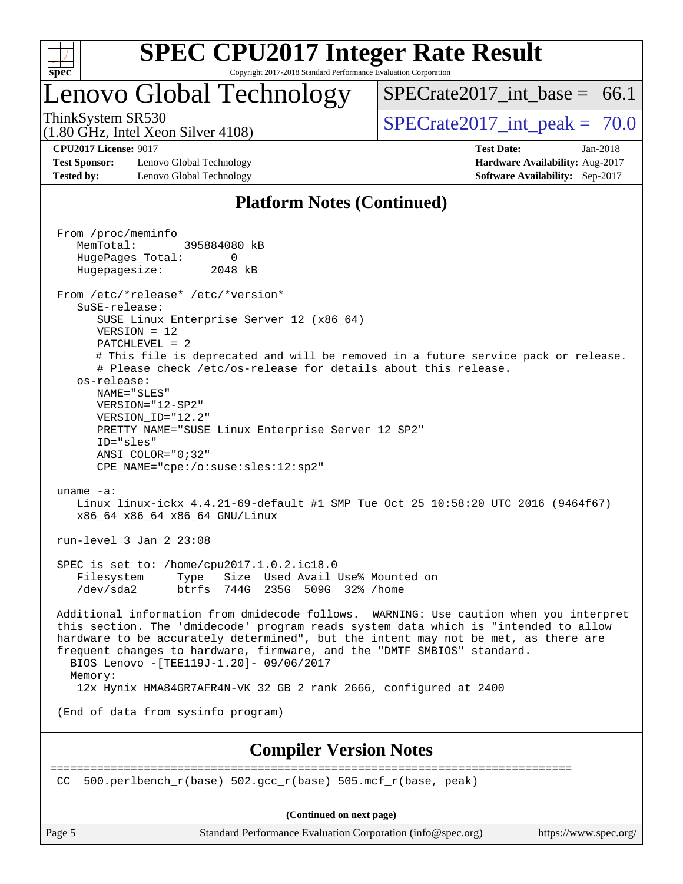## Platform Notes (Continued)

```
From /proc/meminfo
   MemTotal:       395884080 kB
   HugePages_Total:       0
   Hugepagesize:       2048 kB

From /etc/*release* /etc/*version*
   SuSE-release:
      SUSE Linux Enterprise Server 12 (x86_64)
      VERSION = 12
      PATCHLEVEL = 2
      # This file is deprecated and will be removed in a future service pack or release.
      # Please check /etc/os-release for details about this release.
   os-release:
      NAME="SLES"
      VERSION="12-SP2"
      VERSION_ID="12.2"
      PRETTY_NAME="SUSE Linux Enterprise Server 12 SP2"
      ID="sles"
      ANSI_COLOR="0;32"
      CPE_NAME="cpe:/o:suse:sles:12:sp2"

uname -a:
   Linux linux-ickx 4.4.21-69-default #1 SMP Tue Oct 25 10:58:20 UTC 2016 (9464f67)
   x86_64 x86_64 x86_64 GNU/Linux

run-level 3 Jan 2 23:08

SPEC is set to: /home/cpu2017.1.0.2.ic18.0
   Filesystem     Type   Size  Used Avail Use% Mounted on
   /dev/sda2      btrfs  744G  235G  509G  32% /home

Additional information from dmidecode follows.  WARNING: Use caution when you interpret
this section. The 'dmidecode' program reads system data which is "intended to allow
hardware to be accurately determined", but the intent may not be met, as there are
frequent changes to hardware, firmware, and the "DMTF SMBIOS" standard.
  BIOS Lenovo -[TEE119J-1.20]- 09/06/2017
  Memory:
   12x Hynix HMA84GR7AFR4N-VK 32 GB 2 rank 2666, configured at 2400

(End of data from sysinfo program)
```

## Compiler Version Notes

```
==============================================================================
CC  500.perlbench_r(base) 502.gcc_r(base) 505.mcf_r(base, peak)
```

(Continued on next page)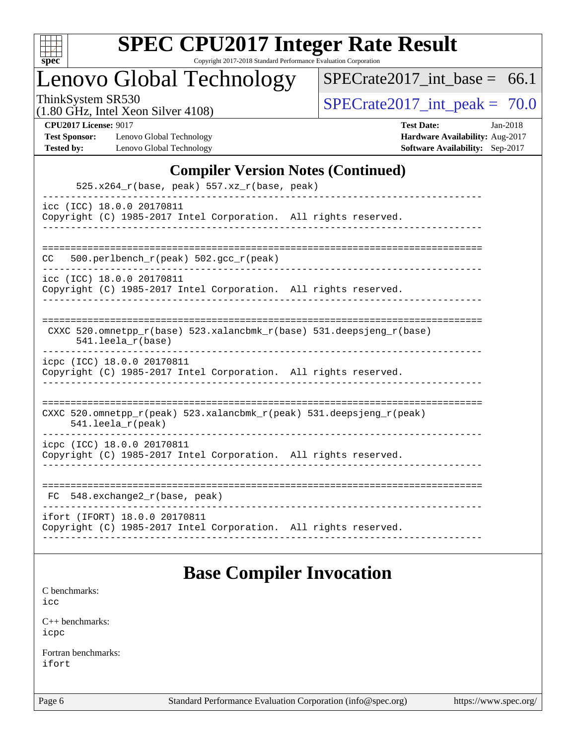# SPEC CPU2017 Integer Rate Result

Copyright 2017-2018 Standard Performance Evaluation Corporation

## Lenovo Global Technology

ThinkSystem SR530
(1.80 GHz, Intel Xeon Silver 4108)

SPECrate2017_int_base = 66.1

SPECrate2017_int_peak = 70.0

**CPU2017 License:** 9017
**Test Sponsor:** Lenovo Global Technology
**Tested by:** Lenovo Global Technology

**Test Date:** Jan-2018
**Hardware Availability:** Aug-2017
**Software Availability:** Sep-2017

## Compiler Version Notes (Continued)

```
      525.x264_r(base, peak) 557.xz_r(base, peak)
------------------------------------------------------------------------------
icc (ICC) 18.0.0 20170811
Copyright (C) 1985-2017 Intel Corporation.  All rights reserved.
------------------------------------------------------------------------------

==============================================================================
CC   500.perlbench_r(peak) 502.gcc_r(peak)
------------------------------------------------------------------------------
icc (ICC) 18.0.0 20170811
Copyright (C) 1985-2017 Intel Corporation.  All rights reserved.
------------------------------------------------------------------------------

==============================================================================
 CXXC 520.omnetpp_r(base) 523.xalancbmk_r(base) 531.deepsjeng_r(base)
      541.leela_r(base)
------------------------------------------------------------------------------
icpc (ICC) 18.0.0 20170811
Copyright (C) 1985-2017 Intel Corporation.  All rights reserved.
------------------------------------------------------------------------------

==============================================================================
CXXC 520.omnetpp_r(peak) 523.xalancbmk_r(peak) 531.deepsjeng_r(peak)
     541.leela_r(peak)
------------------------------------------------------------------------------
icpc (ICC) 18.0.0 20170811
Copyright (C) 1985-2017 Intel Corporation.  All rights reserved.
------------------------------------------------------------------------------

==============================================================================
 FC  548.exchange2_r(base, peak)
------------------------------------------------------------------------------
ifort (IFORT) 18.0.0 20170811
Copyright (C) 1985-2017 Intel Corporation.  All rights reserved.
------------------------------------------------------------------------------
```

## Base Compiler Invocation

C benchmarks:
icc

C++ benchmarks:
icpc

Fortran benchmarks:
ifort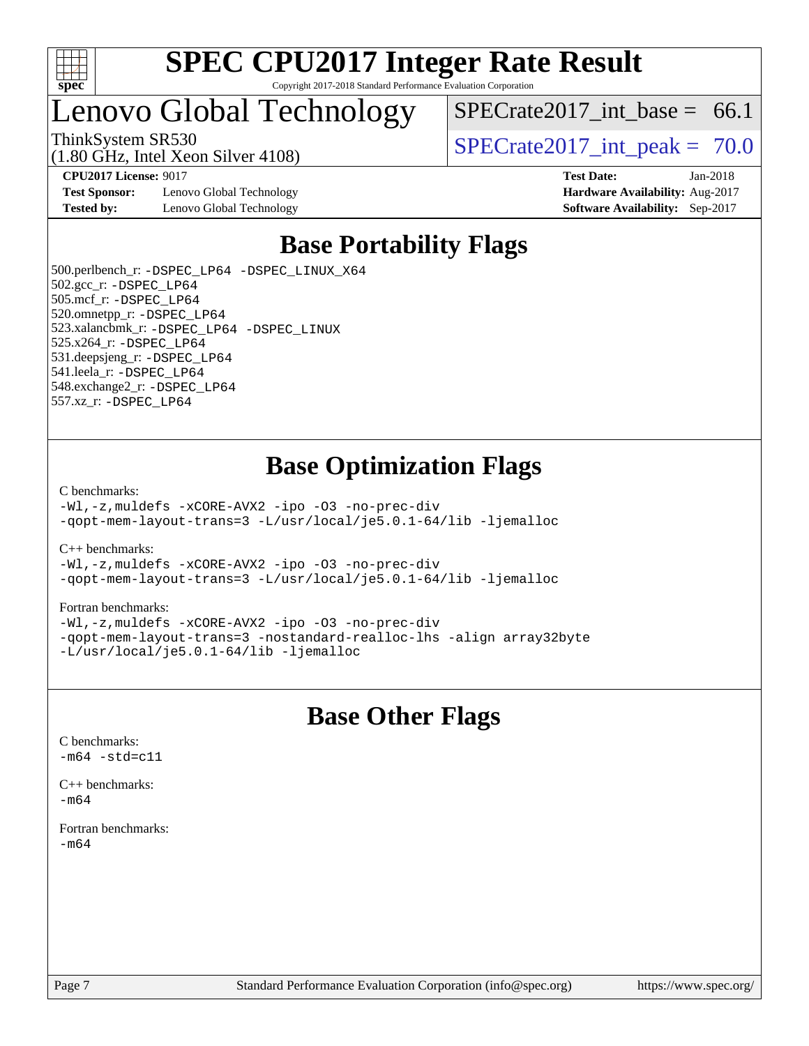# Base Portability Flags

500.perlbench_r: -DSPEC_LP64 -DSPEC_LINUX_X64
502.gcc_r: -DSPEC_LP64
505.mcf_r: -DSPEC_LP64
520.omnetpp_r: -DSPEC_LP64
523.xalancbmk_r: -DSPEC_LP64 -DSPEC_LINUX
525.x264_r: -DSPEC_LP64
531.deepsjeng_r: -DSPEC_LP64
541.leela_r: -DSPEC_LP64
548.exchange2_r: -DSPEC_LP64
557.xz_r: -DSPEC_LP64

# Base Optimization Flags

C benchmarks:
-Wl,-z,muldefs -xCORE-AVX2 -ipo -O3 -no-prec-div
-qopt-mem-layout-trans=3 -L/usr/local/je5.0.1-64/lib -ljemalloc

C++ benchmarks:
-Wl,-z,muldefs -xCORE-AVX2 -ipo -O3 -no-prec-div
-qopt-mem-layout-trans=3 -L/usr/local/je5.0.1-64/lib -ljemalloc

Fortran benchmarks:
-Wl,-z,muldefs -xCORE-AVX2 -ipo -O3 -no-prec-div
-qopt-mem-layout-trans=3 -nostandard-realloc-lhs -align array32byte
-L/usr/local/je5.0.1-64/lib -ljemalloc

# Base Other Flags

C benchmarks:
-m64 -std=c11

C++ benchmarks:
-m64

Fortran benchmarks:
-m64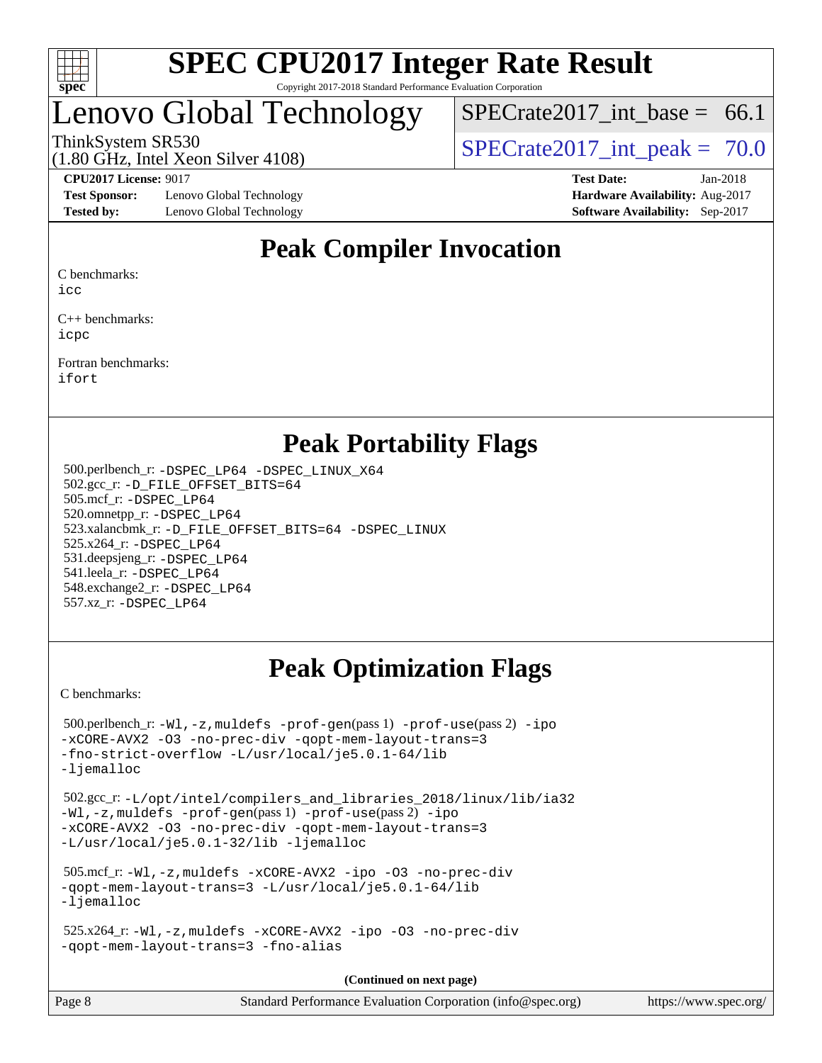# SPEC CPU2017 Integer Rate Result

Copyright 2017-2018 Standard Performance Evaluation Corporation

# Lenovo Global Technology

ThinkSystem SR530
(1.80 GHz, Intel Xeon Silver 4108)

SPECrate2017_int_base = 66.1

SPECrate2017_int_peak = 70.0

**CPU2017 License:** 9017
**Test Sponsor:** Lenovo Global Technology
**Tested by:** Lenovo Global Technology

**Test Date:** Jan-2018
**Hardware Availability:** Aug-2017
**Software Availability:** Sep-2017

## Peak Compiler Invocation

C benchmarks:
icc

C++ benchmarks:
icpc

Fortran benchmarks:
ifort

## Peak Portability Flags

500.perlbench_r: -DSPEC_LP64 -DSPEC_LINUX_X64
502.gcc_r: -D_FILE_OFFSET_BITS=64
505.mcf_r: -DSPEC_LP64
520.omnetpp_r: -DSPEC_LP64
523.xalancbmk_r: -D_FILE_OFFSET_BITS=64 -DSPEC_LINUX
525.x264_r: -DSPEC_LP64
531.deepsjeng_r: -DSPEC_LP64
541.leela_r: -DSPEC_LP64
548.exchange2_r: -DSPEC_LP64
557.xz_r: -DSPEC_LP64

## Peak Optimization Flags

C benchmarks:

500.perlbench_r: -Wl,-z,muldefs -prof-gen(pass 1) -prof-use(pass 2) -ipo -xCORE-AVX2 -O3 -no-prec-div -qopt-mem-layout-trans=3 -fno-strict-overflow -L/usr/local/je5.0.1-64/lib -ljemalloc

502.gcc_r: -L/opt/intel/compilers_and_libraries_2018/linux/lib/ia32 -Wl,-z,muldefs -prof-gen(pass 1) -prof-use(pass 2) -ipo -xCORE-AVX2 -O3 -no-prec-div -qopt-mem-layout-trans=3 -L/usr/local/je5.0.1-32/lib -ljemalloc

505.mcf_r: -Wl,-z,muldefs -xCORE-AVX2 -ipo -O3 -no-prec-div -qopt-mem-layout-trans=3 -L/usr/local/je5.0.1-64/lib -ljemalloc

525.x264_r: -Wl,-z,muldefs -xCORE-AVX2 -ipo -O3 -no-prec-div -qopt-mem-layout-trans=3 -fno-alias

**(Continued on next page)**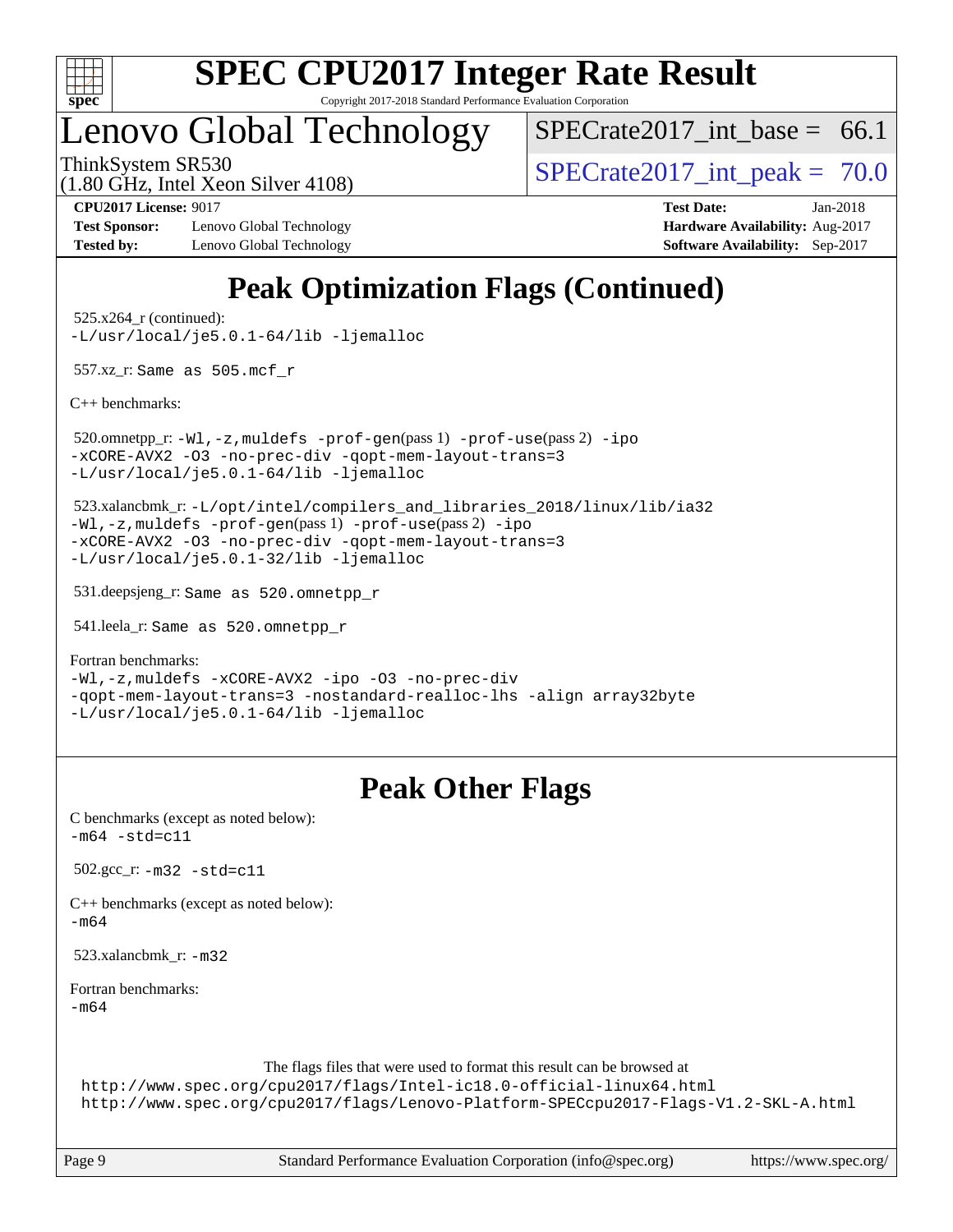# Peak Optimization Flags (Continued)

525.x264_r (continued):
-L/usr/local/je5.0.1-64/lib -ljemalloc

557.xz_r: Same as 505.mcf_r

C++ benchmarks:

520.omnetpp_r: -Wl,-z,muldefs -prof-gen(pass 1) -prof-use(pass 2) -ipo -xCORE-AVX2 -O3 -no-prec-div -qopt-mem-layout-trans=3 -L/usr/local/je5.0.1-64/lib -ljemalloc

523.xalancbmk_r: -L/opt/intel/compilers_and_libraries_2018/linux/lib/ia32 -Wl,-z,muldefs -prof-gen(pass 1) -prof-use(pass 2) -ipo -xCORE-AVX2 -O3 -no-prec-div -qopt-mem-layout-trans=3 -L/usr/local/je5.0.1-32/lib -ljemalloc

531.deepsjeng_r: Same as 520.omnetpp_r

541.leela_r: Same as 520.omnetpp_r

Fortran benchmarks:
-Wl,-z,muldefs -xCORE-AVX2 -ipo -O3 -no-prec-div -qopt-mem-layout-trans=3 -nostandard-realloc-lhs -align array32byte -L/usr/local/je5.0.1-64/lib -ljemalloc

# Peak Other Flags

C benchmarks (except as noted below):
-m64 -std=c11

502.gcc_r: -m32 -std=c11

C++ benchmarks (except as noted below):
-m64

523.xalancbmk_r: -m32

Fortran benchmarks:
-m64

The flags files that were used to format this result can be browsed at
http://www.spec.org/cpu2017/flags/Intel-ic18.0-official-linux64.html
http://www.spec.org/cpu2017/flags/Lenovo-Platform-SPECcpu2017-Flags-V1.2-SKL-A.html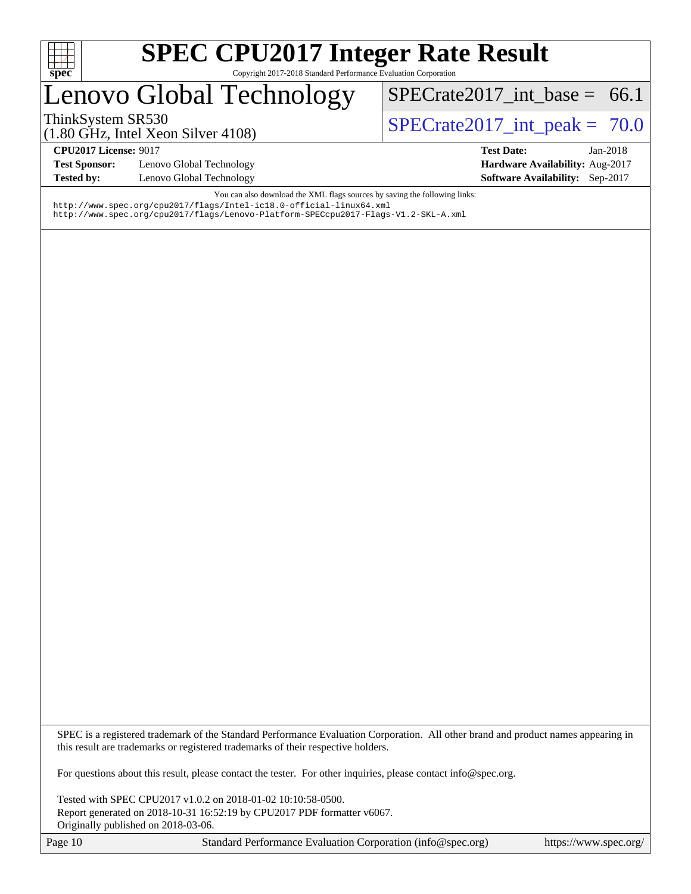# SPEC CPU2017 Integer Rate Result

Copyright 2017-2018 Standard Performance Evaluation Corporation

## Lenovo Global Technology

ThinkSystem SR530
(1.80 GHz, Intel Xeon Silver 4108)

SPECrate2017_int_base = 66.1

SPECrate2017_int_peak = 70.0

**CPU2017 License:** 9017
**Test Sponsor:** Lenovo Global Technology
**Tested by:** Lenovo Global Technology

**Test Date:** Jan-2018
**Hardware Availability:** Aug-2017
**Software Availability:** Sep-2017

You can also download the XML flags sources by saving the following links:

```
http://www.spec.org/cpu2017/flags/Intel-ic18.0-official-linux64.xml
http://www.spec.org/cpu2017/flags/Lenovo-Platform-SPECcpu2017-Flags-V1.2-SKL-A.xml
```

SPEC is a registered trademark of the Standard Performance Evaluation Corporation. All other brand and product names appearing in this result are trademarks or registered trademarks of their respective holders.

For questions about this result, please contact the tester. For other inquiries, please contact info@spec.org.

Tested with SPEC CPU2017 v1.0.2 on 2018-01-02 10:10:58-0500.
Report generated on 2018-10-31 16:52:19 by CPU2017 PDF formatter v6067.
Originally published on 2018-03-06.